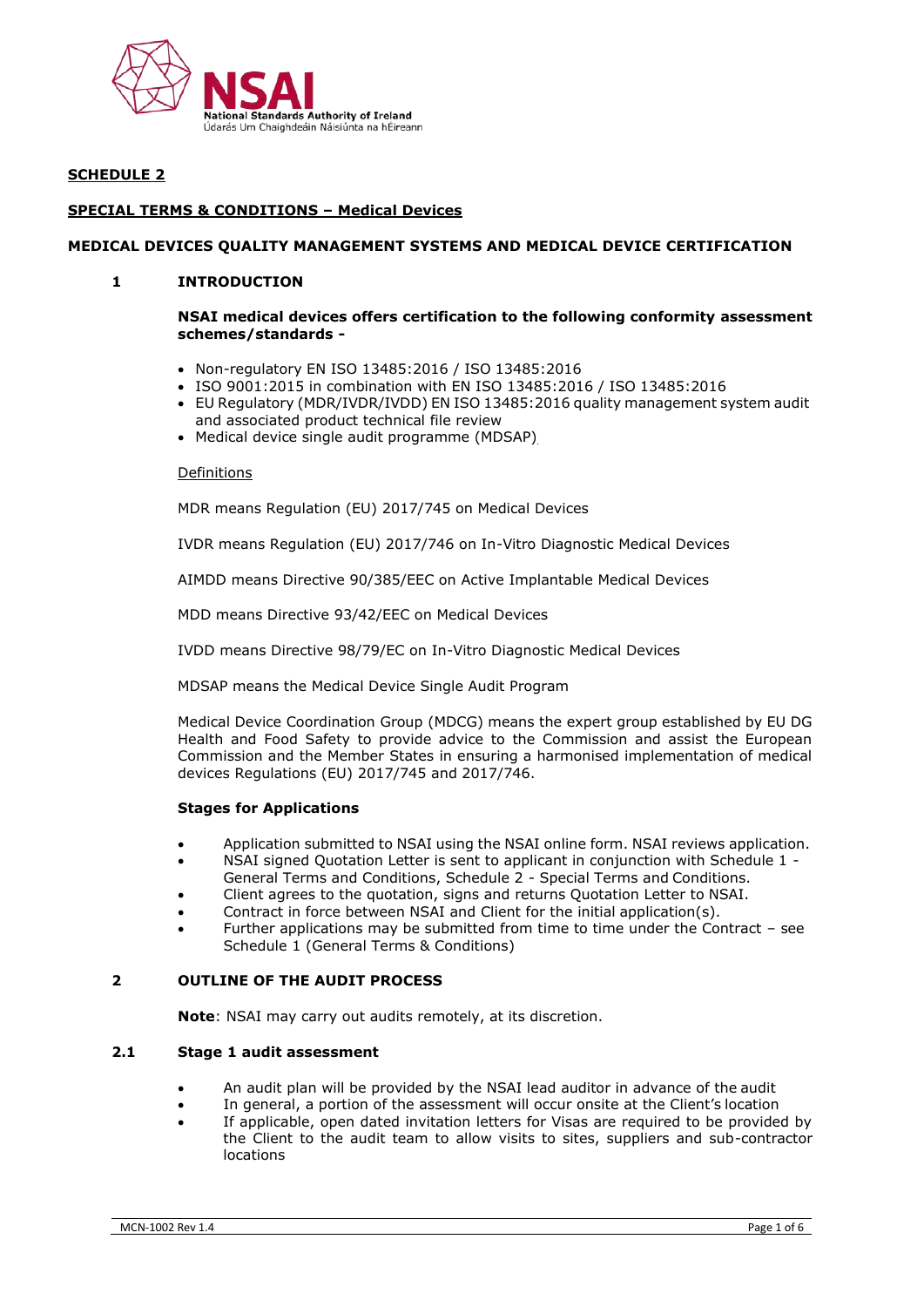NSAI
National Standards Authority of Ireland
Údarás Um Chaighdeáin Náisiúnta na hÉireann

**SCHEDULE 2**

**SPECIAL TERMS & CONDITIONS – Medical Devices**

**MEDICAL DEVICES QUALITY MANAGEMENT SYSTEMS AND MEDICAL DEVICE CERTIFICATION**

## 1 INTRODUCTION

**NSAI medical devices offers certification to the following conformity assessment schemes/standards -**

- Non-regulatory EN ISO 13485:2016 / ISO 13485:2016
- ISO 9001:2015 in combination with EN ISO 13485:2016 / ISO 13485:2016
- EU Regulatory (MDR/IVDR/IVDD) EN ISO 13485:2016 quality management system audit and associated product technical file review
- Medical device single audit programme (MDSAP)

Definitions

MDR means Regulation (EU) 2017/745 on Medical Devices

IVDR means Regulation (EU) 2017/746 on In-Vitro Diagnostic Medical Devices

AIMDD means Directive 90/385/EEC on Active Implantable Medical Devices

MDD means Directive 93/42/EEC on Medical Devices

IVDD means Directive 98/79/EC on In-Vitro Diagnostic Medical Devices

MDSAP means the Medical Device Single Audit Program

Medical Device Coordination Group (MDCG) means the expert group established by EU DG Health and Food Safety to provide advice to the Commission and assist the European Commission and the Member States in ensuring a harmonised implementation of medical devices Regulations (EU) 2017/745 and 2017/746.

**Stages for Applications**

- Application submitted to NSAI using the NSAI online form. NSAI reviews application.
- NSAI signed Quotation Letter is sent to applicant in conjunction with Schedule 1 - General Terms and Conditions, Schedule 2 - Special Terms and Conditions.
- Client agrees to the quotation, signs and returns Quotation Letter to NSAI.
- Contract in force between NSAI and Client for the initial application(s).
- Further applications may be submitted from time to time under the Contract – see Schedule 1 (General Terms & Conditions)

## 2 OUTLINE OF THE AUDIT PROCESS

**Note**: NSAI may carry out audits remotely, at its discretion.

### 2.1 Stage 1 audit assessment

- An audit plan will be provided by the NSAI lead auditor in advance of the audit
- In general, a portion of the assessment will occur onsite at the Client's location
- If applicable, open dated invitation letters for Visas are required to be provided by the Client to the audit team to allow visits to sites, suppliers and sub-contractor locations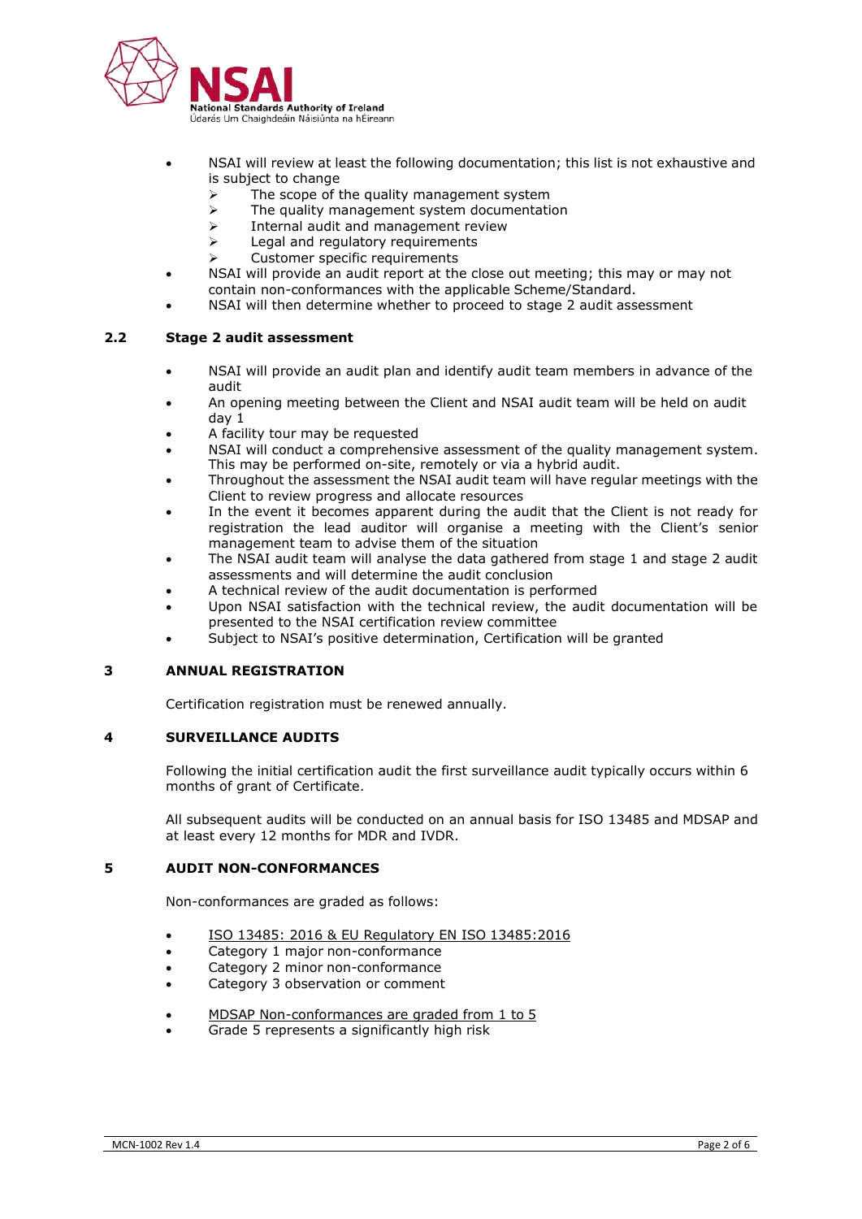- NSAI will review at least the following documentation; this list is not exhaustive and is subject to change
  - The scope of the quality management system
  - The quality management system documentation
  - Internal audit and management review
  - Legal and regulatory requirements
  - Customer specific requirements
- NSAI will provide an audit report at the close out meeting; this may or may not contain non-conformances with the applicable Scheme/Standard.
- NSAI will then determine whether to proceed to stage 2 audit assessment

### 2.2 Stage 2 audit assessment

- NSAI will provide an audit plan and identify audit team members in advance of the audit
- An opening meeting between the Client and NSAI audit team will be held on audit day 1
- A facility tour may be requested
- NSAI will conduct a comprehensive assessment of the quality management system. This may be performed on-site, remotely or via a hybrid audit.
- Throughout the assessment the NSAI audit team will have regular meetings with the Client to review progress and allocate resources
- In the event it becomes apparent during the audit that the Client is not ready for registration the lead auditor will organise a meeting with the Client's senior management team to advise them of the situation
- The NSAI audit team will analyse the data gathered from stage 1 and stage 2 audit assessments and will determine the audit conclusion
- A technical review of the audit documentation is performed
- Upon NSAI satisfaction with the technical review, the audit documentation will be presented to the NSAI certification review committee
- Subject to NSAI's positive determination, Certification will be granted

## 3 ANNUAL REGISTRATION

Certification registration must be renewed annually.

## 4 SURVEILLANCE AUDITS

Following the initial certification audit the first surveillance audit typically occurs within 6 months of grant of Certificate.

All subsequent audits will be conducted on an annual basis for ISO 13485 and MDSAP and at least every 12 months for MDR and IVDR.

## 5 AUDIT NON-CONFORMANCES

Non-conformances are graded as follows:

- <u>ISO 13485: 2016 & EU Regulatory EN ISO 13485:2016</u>
- Category 1 major non-conformance
- Category 2 minor non-conformance
- Category 3 observation or comment

- <u>MDSAP Non-conformances are graded from 1 to 5</u>
- Grade 5 represents a significantly high risk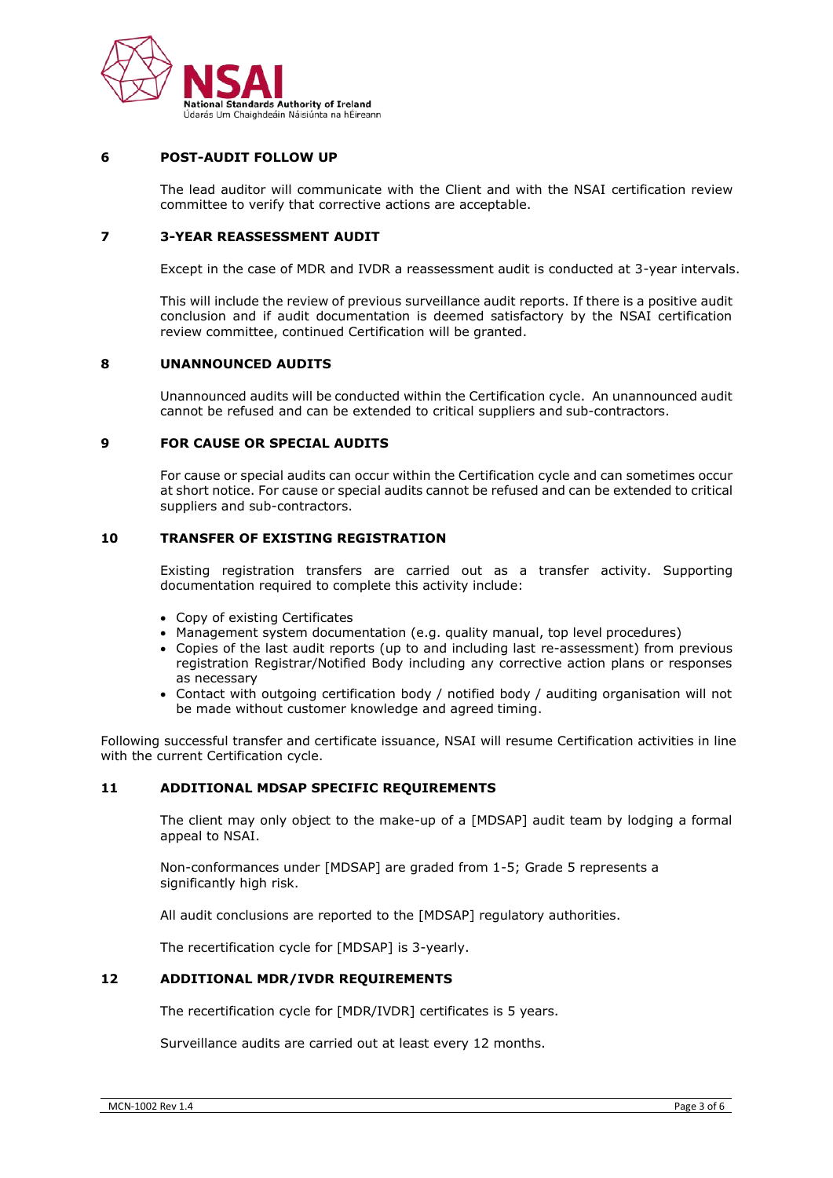## 6 POST-AUDIT FOLLOW UP

The lead auditor will communicate with the Client and with the NSAI certification review committee to verify that corrective actions are acceptable.

## 7 3-YEAR REASSESSMENT AUDIT

Except in the case of MDR and IVDR a reassessment audit is conducted at 3-year intervals.

This will include the review of previous surveillance audit reports. If there is a positive audit conclusion and if audit documentation is deemed satisfactory by the NSAI certification review committee, continued Certification will be granted.

## 8 UNANNOUNCED AUDITS

Unannounced audits will be conducted within the Certification cycle. An unannounced audit cannot be refused and can be extended to critical suppliers and sub-contractors.

## 9 FOR CAUSE OR SPECIAL AUDITS

For cause or special audits can occur within the Certification cycle and can sometimes occur at short notice. For cause or special audits cannot be refused and can be extended to critical suppliers and sub-contractors.

## 10 TRANSFER OF EXISTING REGISTRATION

Existing registration transfers are carried out as a transfer activity. Supporting documentation required to complete this activity include:

- Copy of existing Certificates
- Management system documentation (e.g. quality manual, top level procedures)
- Copies of the last audit reports (up to and including last re-assessment) from previous registration Registrar/Notified Body including any corrective action plans or responses as necessary
- Contact with outgoing certification body / notified body / auditing organisation will not be made without customer knowledge and agreed timing.

Following successful transfer and certificate issuance, NSAI will resume Certification activities in line with the current Certification cycle.

## 11 ADDITIONAL MDSAP SPECIFIC REQUIREMENTS

The client may only object to the make-up of a [MDSAP] audit team by lodging a formal appeal to NSAI.

Non-conformances under [MDSAP] are graded from 1-5; Grade 5 represents a significantly high risk.

All audit conclusions are reported to the [MDSAP] regulatory authorities.

The recertification cycle for [MDSAP] is 3-yearly.

## 12 ADDITIONAL MDR/IVDR REQUIREMENTS

The recertification cycle for [MDR/IVDR] certificates is 5 years.

Surveillance audits are carried out at least every 12 months.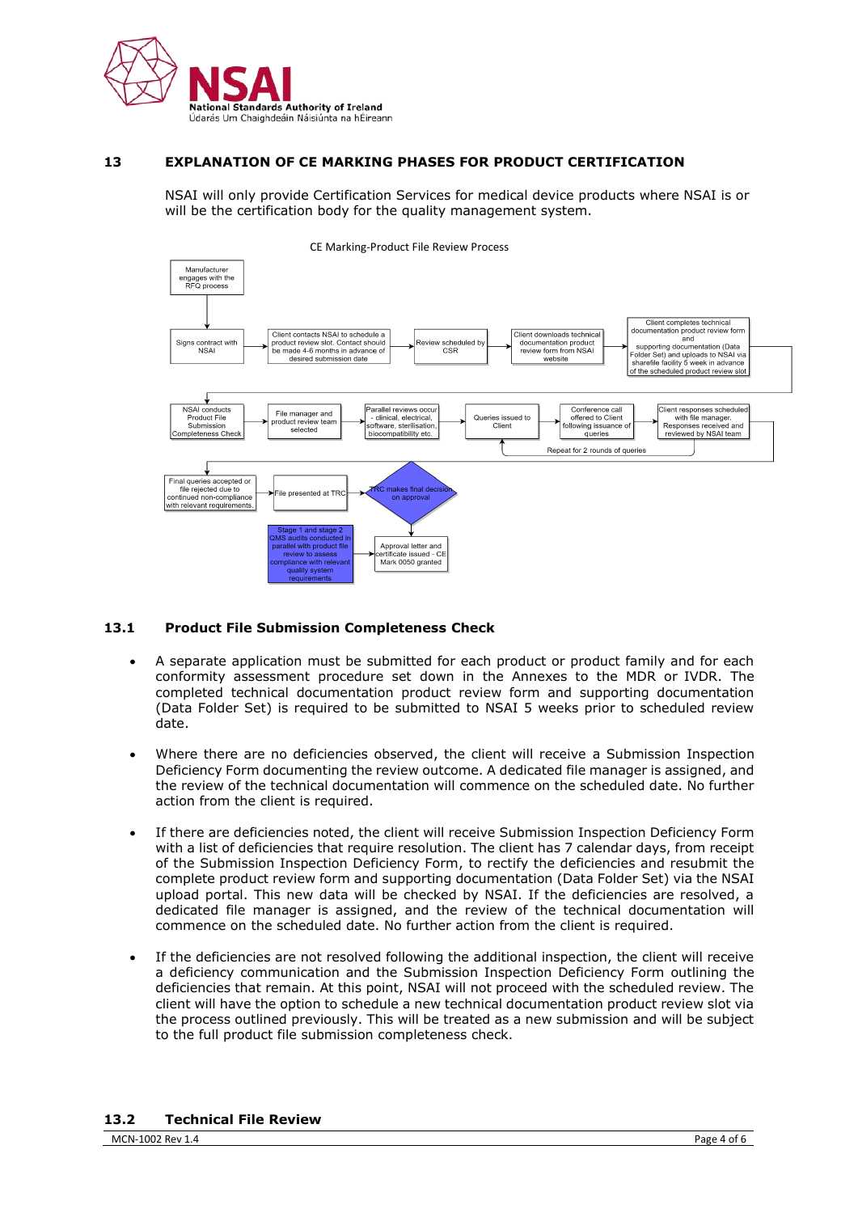## 13 EXPLANATION OF CE MARKING PHASES FOR PRODUCT CERTIFICATION

NSAI will only provide Certification Services for medical device products where NSAI is or will be the certification body for the quality management system.

CE Marking-Product File Review Process

Manufacturer engages with the RFQ process

Signs contract with NSAI

Client contacts NSAI to schedule a product review slot. Contact should be made 4-6 months in advance of desired submission date

Review scheduled by CSR

Client downloads technical documentation product review form from NSAI website

Client completes technical documentation product review form and supporting documentation (Data Folder Set) and uploads to NSAI via sharefile facility 5 week in advance of the scheduled product review slot

NSAI conducts Product File Submission Completeness Check

File manager and product review team selected

Parallel reviews occur - clinical, electrical, software, sterilisation, biocompatibility etc.

Queries issued to Client

Conference call offered to Client following issuance of queries

Client responses scheduled with file manager. Responses received and reviewed by NSAI team

Repeat for 2 rounds of queries

Final queries accepted or file rejected due to continued non-compliance with relevant requirements.

File presented at TRC

TRC makes final decision on approval

Stage 1 and stage 2 QMS audits conducted in parallel with product file review to assess compliance with relevant quality system requirements

Approval letter and certificate issued - CE Mark 0050 granted

### 13.1 Product File Submission Completeness Check

- A separate application must be submitted for each product or product family and for each conformity assessment procedure set down in the Annexes to the MDR or IVDR. The completed technical documentation product review form and supporting documentation (Data Folder Set) is required to be submitted to NSAI 5 weeks prior to scheduled review date.

- Where there are no deficiencies observed, the client will receive a Submission Inspection Deficiency Form documenting the review outcome. A dedicated file manager is assigned, and the review of the technical documentation will commence on the scheduled date. No further action from the client is required.

- If there are deficiencies noted, the client will receive Submission Inspection Deficiency Form with a list of deficiencies that require resolution. The client has 7 calendar days, from receipt of the Submission Inspection Deficiency Form, to rectify the deficiencies and resubmit the complete product review form and supporting documentation (Data Folder Set) via the NSAI upload portal. This new data will be checked by NSAI. If the deficiencies are resolved, a dedicated file manager is assigned, and the review of the technical documentation will commence on the scheduled date. No further action from the client is required.

- If the deficiencies are not resolved following the additional inspection, the client will receive a deficiency communication and the Submission Inspection Deficiency Form outlining the deficiencies that remain. At this point, NSAI will not proceed with the scheduled review. The client will have the option to schedule a new technical documentation product review slot via the process outlined previously. This will be treated as a new submission and will be subject to the full product file submission completeness check.

### 13.2 Technical File Review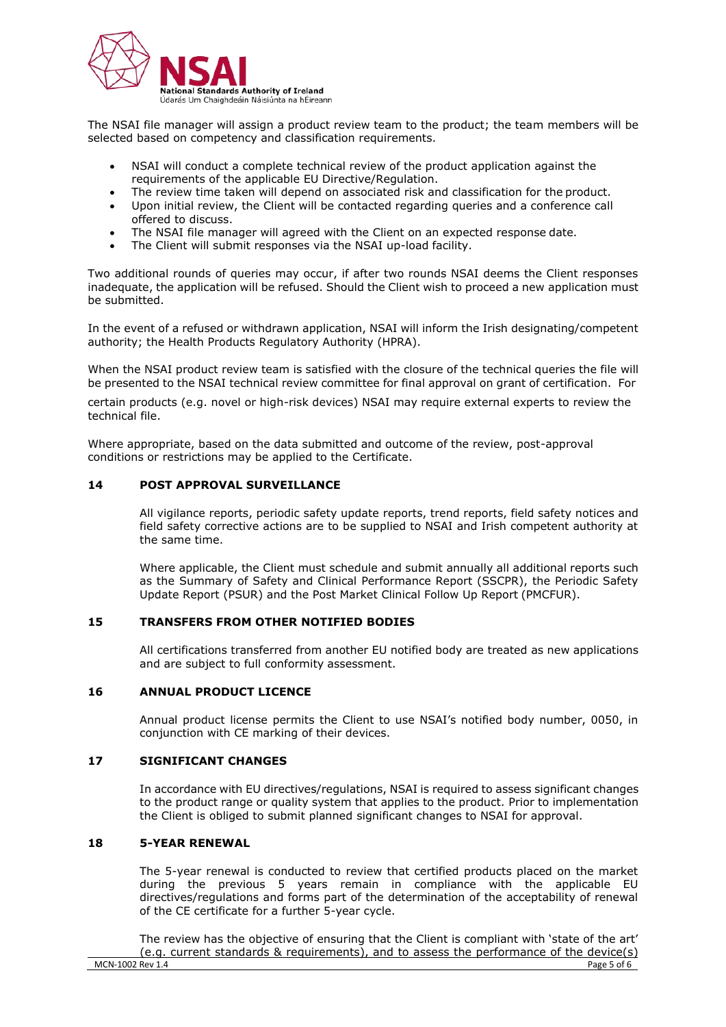The NSAI file manager will assign a product review team to the product; the team members will be selected based on competency and classification requirements.

- NSAI will conduct a complete technical review of the product application against the requirements of the applicable EU Directive/Regulation.
- The review time taken will depend on associated risk and classification for the product.
- Upon initial review, the Client will be contacted regarding queries and a conference call offered to discuss.
- The NSAI file manager will agreed with the Client on an expected response date.
- The Client will submit responses via the NSAI up-load facility.

Two additional rounds of queries may occur, if after two rounds NSAI deems the Client responses inadequate, the application will be refused. Should the Client wish to proceed a new application must be submitted.

In the event of a refused or withdrawn application, NSAI will inform the Irish designating/competent authority; the Health Products Regulatory Authority (HPRA).

When the NSAI product review team is satisfied with the closure of the technical queries the file will be presented to the NSAI technical review committee for final approval on grant of certification. For certain products (e.g. novel or high-risk devices) NSAI may require external experts to review the technical file.

Where appropriate, based on the data submitted and outcome of the review, post-approval conditions or restrictions may be applied to the Certificate.

## 14 POST APPROVAL SURVEILLANCE

All vigilance reports, periodic safety update reports, trend reports, field safety notices and field safety corrective actions are to be supplied to NSAI and Irish competent authority at the same time.

Where applicable, the Client must schedule and submit annually all additional reports such as the Summary of Safety and Clinical Performance Report (SSCPR), the Periodic Safety Update Report (PSUR) and the Post Market Clinical Follow Up Report (PMCFUR).

## 15 TRANSFERS FROM OTHER NOTIFIED BODIES

All certifications transferred from another EU notified body are treated as new applications and are subject to full conformity assessment.

## 16 ANNUAL PRODUCT LICENCE

Annual product license permits the Client to use NSAI's notified body number, 0050, in conjunction with CE marking of their devices.

## 17 SIGNIFICANT CHANGES

In accordance with EU directives/regulations, NSAI is required to assess significant changes to the product range or quality system that applies to the product. Prior to implementation the Client is obliged to submit planned significant changes to NSAI for approval.

## 18 5-YEAR RENEWAL

The 5-year renewal is conducted to review that certified products placed on the market during the previous 5 years remain in compliance with the applicable EU directives/regulations and forms part of the determination of the acceptability of renewal of the CE certificate for a further 5-year cycle.

The review has the objective of ensuring that the Client is compliant with 'state of the art' (e.g. current standards & requirements), and to assess the performance of the device(s)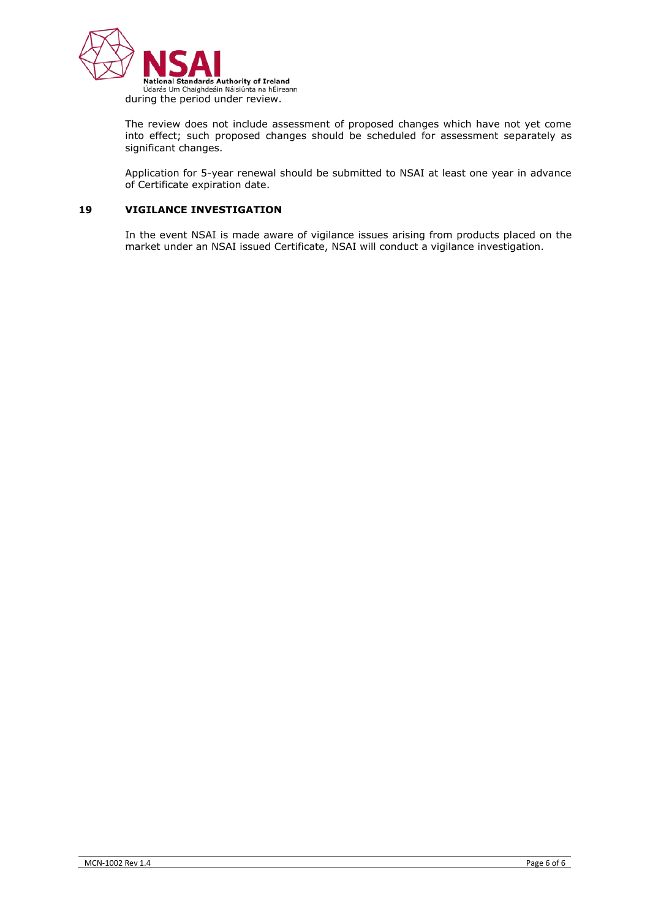during the period under review.

The review does not include assessment of proposed changes which have not yet come into effect; such proposed changes should be scheduled for assessment separately as significant changes.

Application for 5-year renewal should be submitted to NSAI at least one year in advance of Certificate expiration date.

## 19 VIGILANCE INVESTIGATION

In the event NSAI is made aware of vigilance issues arising from products placed on the market under an NSAI issued Certificate, NSAI will conduct a vigilance investigation.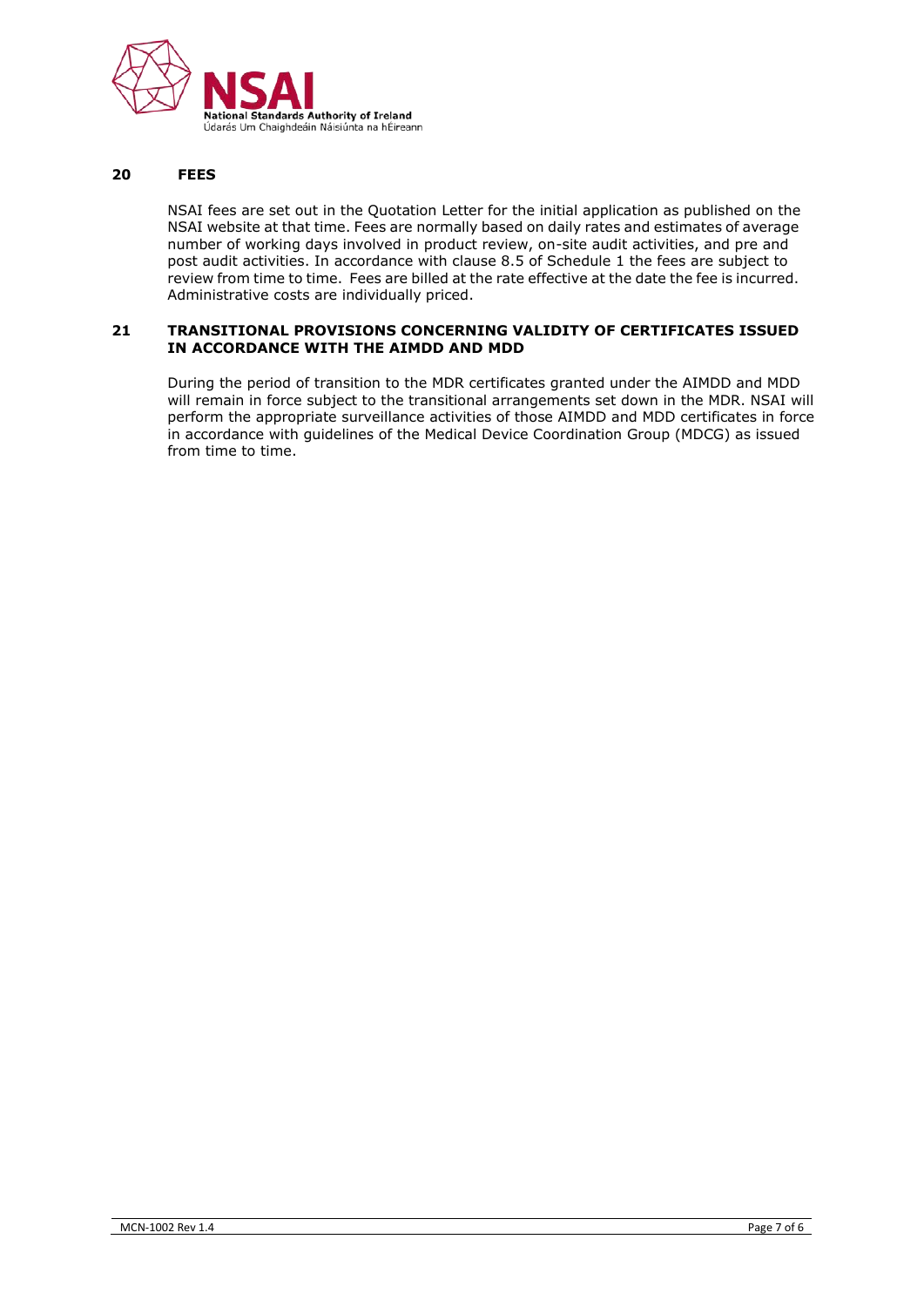## 20 FEES

NSAI fees are set out in the Quotation Letter for the initial application as published on the NSAI website at that time. Fees are normally based on daily rates and estimates of average number of working days involved in product review, on-site audit activities, and pre and post audit activities. In accordance with clause 8.5 of Schedule 1 the fees are subject to review from time to time. Fees are billed at the rate effective at the date the fee is incurred. Administrative costs are individually priced.

## 21 TRANSITIONAL PROVISIONS CONCERNING VALIDITY OF CERTIFICATES ISSUED IN ACCORDANCE WITH THE AIMDD AND MDD

During the period of transition to the MDR certificates granted under the AIMDD and MDD will remain in force subject to the transitional arrangements set down in the MDR. NSAI will perform the appropriate surveillance activities of those AIMDD and MDD certificates in force in accordance with guidelines of the Medical Device Coordination Group (MDCG) as issued from time to time.